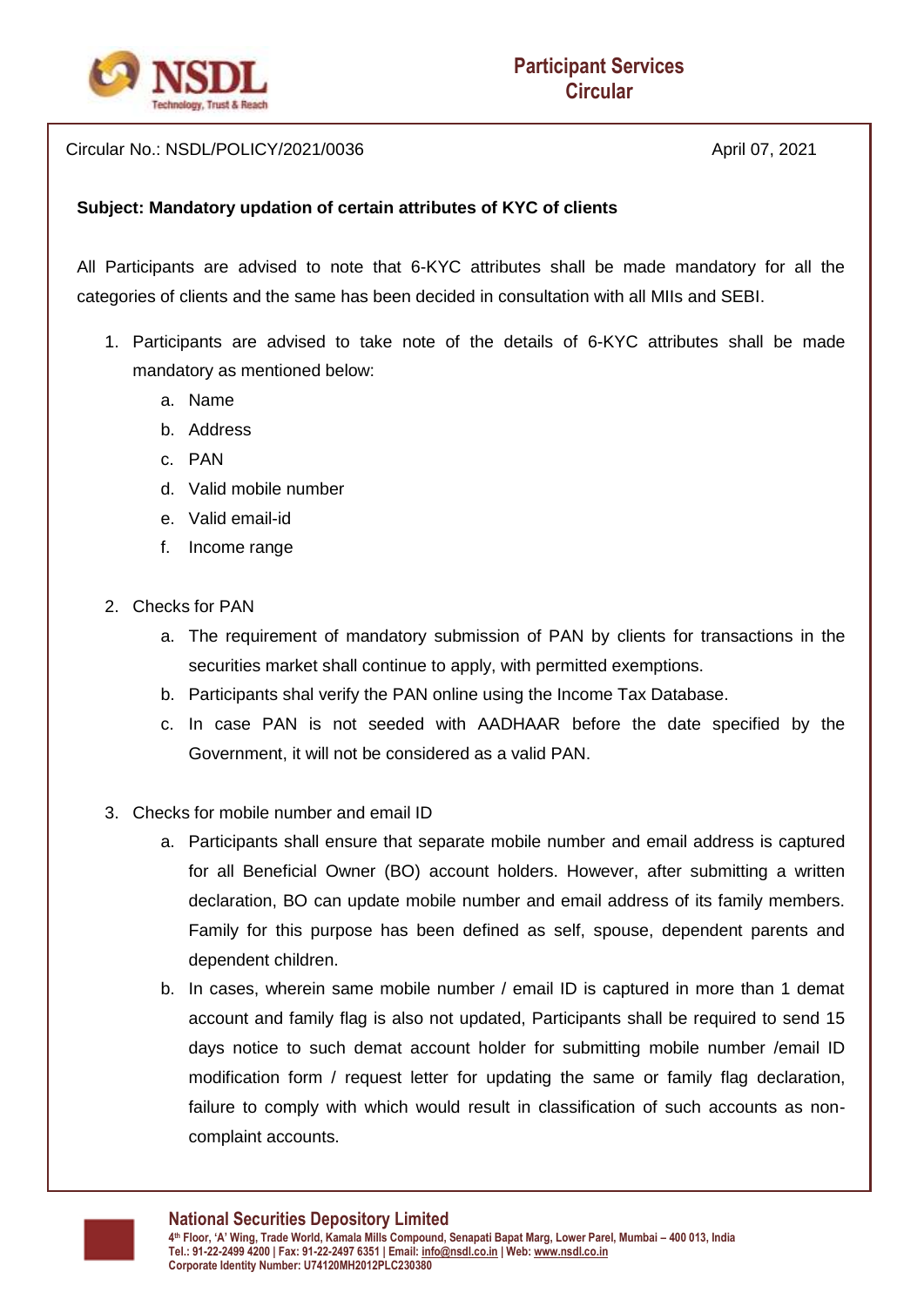Participant Services Circular

Circular No.: NSDL/POLICY/2021/0036

April 07, 2021

**Subject: Mandatory updation of certain attributes of KYC of clients**

All Participants are advised to note that 6-KYC attributes shall be made mandatory for all the categories of clients and the same has been decided in consultation with all MIIs and SEBI.

1. Participants are advised to take note of the details of 6-KYC attributes shall be made mandatory as mentioned below:
    a. Name
    b. Address
    c. PAN
    d. Valid mobile number
    e. Valid email-id
    f. Income range

2. Checks for PAN
    a. The requirement of mandatory submission of PAN by clients for transactions in the securities market shall continue to apply, with permitted exemptions.
    b. Participants shal verify the PAN online using the Income Tax Database.
    c. In case PAN is not seeded with AADHAAR before the date specified by the Government, it will not be considered as a valid PAN.

3. Checks for mobile number and email ID
    a. Participants shall ensure that separate mobile number and email address is captured for all Beneficial Owner (BO) account holders. However, after submitting a written declaration, BO can update mobile number and email address of its family members. Family for this purpose has been defined as self, spouse, dependent parents and dependent children.
    b. In cases, wherein same mobile number / email ID is captured in more than 1 demat account and family flag is also not updated, Participants shall be required to send 15 days notice to such demat account holder for submitting mobile number /email ID modification form / request letter for updating the same or family flag declaration, failure to comply with which would result in classification of such accounts as non-complaint accounts.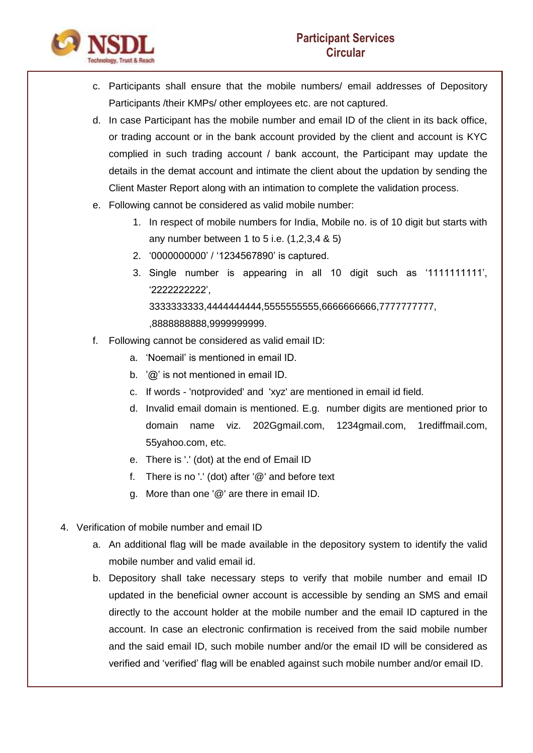c. Participants shall ensure that the mobile numbers/ email addresses of Depository Participants /their KMPs/ other employees etc. are not captured.

d. In case Participant has the mobile number and email ID of the client in its back office, or trading account or in the bank account provided by the client and account is KYC complied in such trading account / bank account, the Participant may update the details in the demat account and intimate the client about the updation by sending the Client Master Report along with an intimation to complete the validation process.

e. Following cannot be considered as valid mobile number:

   1. In respect of mobile numbers for India, Mobile no. is of 10 digit but starts with any number between 1 to 5 i.e. (1,2,3,4 & 5)
   2. '0000000000' / '1234567890' is captured.
   3. Single number is appearing in all 10 digit such as '1111111111', '2222222222', 3333333333,4444444444,5555555555,6666666666,7777777777, ,8888888888,9999999999.

f. Following cannot be considered as valid email ID:

   a. 'Noemail' is mentioned in email ID.
   b. '@' is not mentioned in email ID.
   c. If words - 'notprovided' and 'xyz' are mentioned in email id field.
   d. Invalid email domain is mentioned. E.g. number digits are mentioned prior to domain name viz. 202Ggmail.com, 1234gmail.com, 1rediffmail.com, 55yahoo.com, etc.
   e. There is '.' (dot) at the end of Email ID
   f. There is no '.' (dot) after '@' and before text
   g. More than one '@' are there in email ID.

4. Verification of mobile number and email ID

   a. An additional flag will be made available in the depository system to identify the valid mobile number and valid email id.
   b. Depository shall take necessary steps to verify that mobile number and email ID updated in the beneficial owner account is accessible by sending an SMS and email directly to the account holder at the mobile number and the email ID captured in the account. In case an electronic confirmation is received from the said mobile number and the said email ID, such mobile number and/or the email ID will be considered as verified and 'verified' flag will be enabled against such mobile number and/or email ID.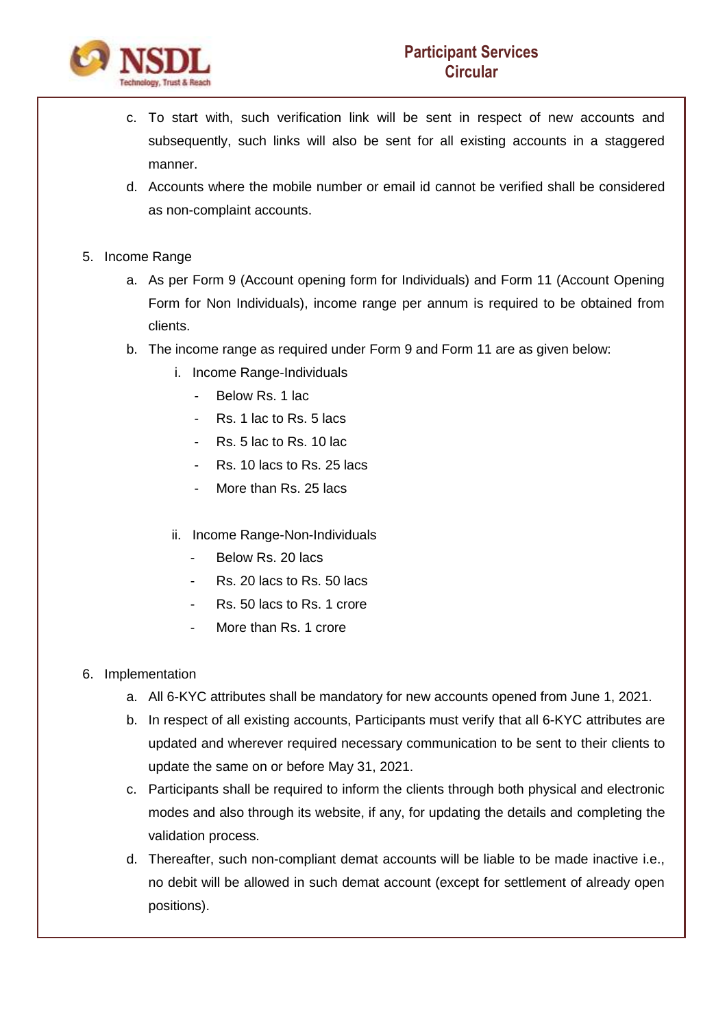c. To start with, such verification link will be sent in respect of new accounts and subsequently, such links will also be sent for all existing accounts in a staggered manner.

d. Accounts where the mobile number or email id cannot be verified shall be considered as non-complaint accounts.

5. Income Range

   a. As per Form 9 (Account opening form for Individuals) and Form 11 (Account Opening Form for Non Individuals), income range per annum is required to be obtained from clients.

   b. The income range as required under Form 9 and Form 11 are as given below:

      i. Income Range-Individuals

         - Below Rs. 1 lac
         - Rs. 1 lac to Rs. 5 lacs
         - Rs. 5 lac to Rs. 10 lac
         - Rs. 10 lacs to Rs. 25 lacs
         - More than Rs. 25 lacs

      ii. Income Range-Non-Individuals

         - Below Rs. 20 lacs
         - Rs. 20 lacs to Rs. 50 lacs
         - Rs. 50 lacs to Rs. 1 crore
         - More than Rs. 1 crore

6. Implementation

   a. All 6-KYC attributes shall be mandatory for new accounts opened from June 1, 2021.

   b. In respect of all existing accounts, Participants must verify that all 6-KYC attributes are updated and wherever required necessary communication to be sent to their clients to update the same on or before May 31, 2021.

   c. Participants shall be required to inform the clients through both physical and electronic modes and also through its website, if any, for updating the details and completing the validation process.

   d. Thereafter, such non-compliant demat accounts will be liable to be made inactive i.e., no debit will be allowed in such demat account (except for settlement of already open positions).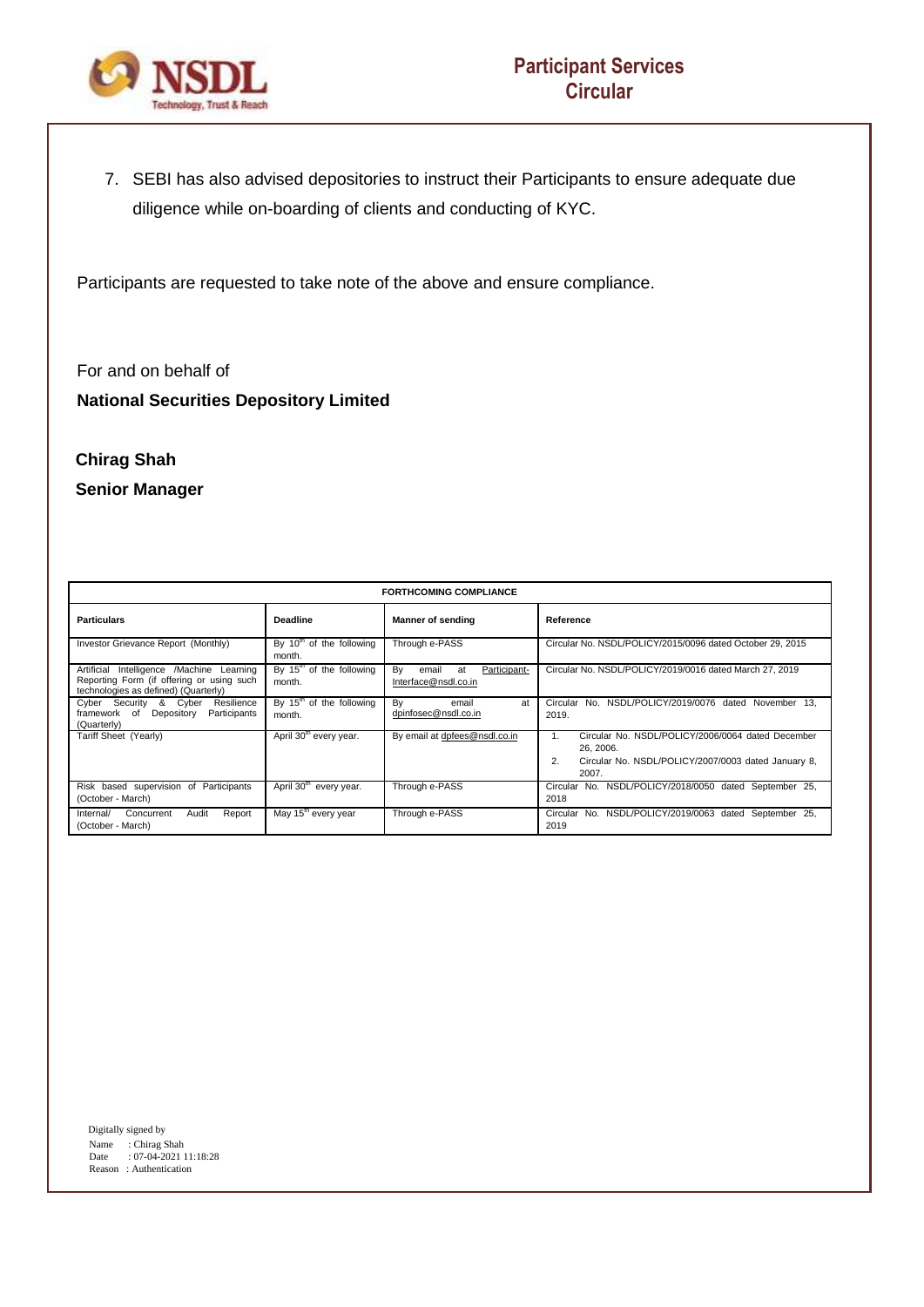7. SEBI has also advised depositories to instruct their Participants to ensure adequate due diligence while on-boarding of clients and conducting of KYC.

Participants are requested to take note of the above and ensure compliance.

For and on behalf of

**National Securities Depository Limited**

**Chirag Shah**

**Senior Manager**

| FORTHCOMING COMPLIANCE | | | |
|---|---|---|---|
| **Particulars** | **Deadline** | **Manner of sending** | **Reference** |
| Investor Grievance Report (Monthly) | By 10th of the following month. | Through e-PASS | Circular No. NSDL/POLICY/2015/0096 dated October 29, 2015 |
| Artificial Intelligence /Machine Learning Reporting Form (if offering or using such technologies as defined) (Quarterly) | By 15th of the following month. | By email at Participant-Interface@nsdl.co.in | Circular No. NSDL/POLICY/2019/0016 dated March 27, 2019 |
| Cyber Security & Cyber Resilience framework of Depository Participants (Quarterly) | By 15th of the following month. | By email at dpinfosec@nsdl.co.in | Circular No. NSDL/POLICY/2019/0076 dated November 13, 2019. |
| Tariff Sheet (Yearly) | April 30th every year. | By email at dpfees@nsdl.co.in | 1. Circular No. NSDL/POLICY/2006/0064 dated December 26, 2006. 2. Circular No. NSDL/POLICY/2007/0003 dated January 8, 2007. |
| Risk based supervision of Participants (October - March) | April 30th every year. | Through e-PASS | Circular No. NSDL/POLICY/2018/0050 dated September 25, 2018 |
| Internal/ Concurrent Audit Report (October - March) | May 15th every year | Through e-PASS | Circular No. NSDL/POLICY/2019/0063 dated September 25, 2019 |

Digitally signed by
Name : Chirag Shah
Date : 07-04-2021 11:18:28
Reason : Authentication